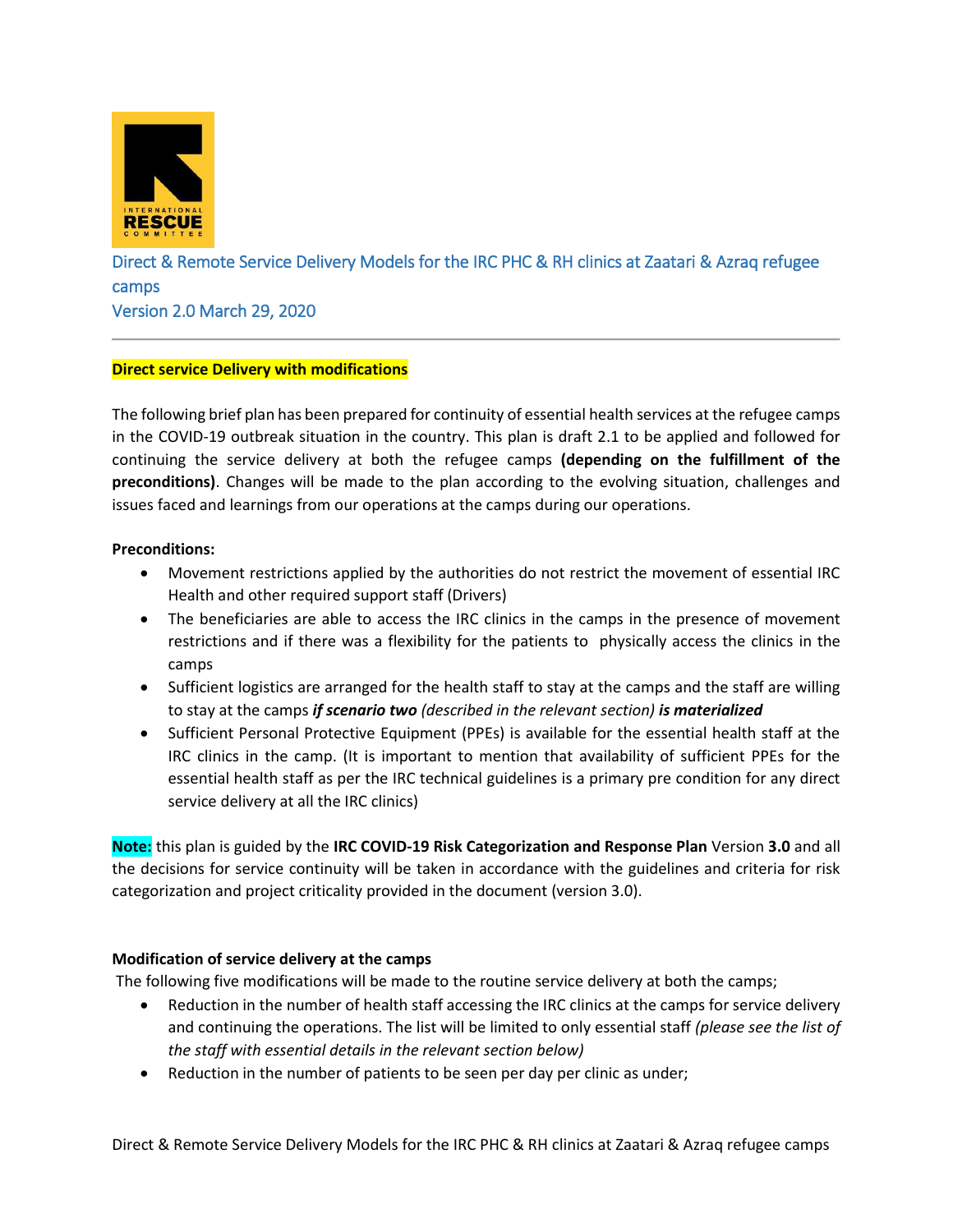# Direct & Remote Service Delivery Models for the IRC PHC & RH clinics at Zaatari & Azraq refugee camps

Version 2.0 March 29, 2020

---

**Direct service Delivery with modifications**

The following brief plan has been prepared for continuity of essential health services at the refugee camps in the COVID-19 outbreak situation in the country. This plan is draft 2.1 to be applied and followed for continuing the service delivery at both the refugee camps **(depending on the fulfillment of the preconditions)**. Changes will be made to the plan according to the evolving situation, challenges and issues faced and learnings from our operations at the camps during our operations.

**Preconditions:**

- Movement restrictions applied by the authorities do not restrict the movement of essential IRC Health and other required support staff (Drivers)
- The beneficiaries are able to access the IRC clinics in the camps in the presence of movement restrictions and if there was a flexibility for the patients to physically access the clinics in the camps
- Sufficient logistics are arranged for the health staff to stay at the camps and the staff are willing to stay at the camps ***if scenario two*** *(described in the relevant section)* ***is materialized***
- Sufficient Personal Protective Equipment (PPEs) is available for the essential health staff at the IRC clinics in the camp. (It is important to mention that availability of sufficient PPEs for the essential health staff as per the IRC technical guidelines is a primary pre condition for any direct service delivery at all the IRC clinics)

**Note:** this plan is guided by the **IRC COVID-19 Risk Categorization and Response Plan** Version **3.0** and all the decisions for service continuity will be taken in accordance with the guidelines and criteria for risk categorization and project criticality provided in the document (version 3.0).

**Modification of service delivery at the camps**

The following five modifications will be made to the routine service delivery at both the camps;

- Reduction in the number of health staff accessing the IRC clinics at the camps for service delivery and continuing the operations. The list will be limited to only essential staff *(please see the list of the staff with essential details in the relevant section below)*
- Reduction in the number of patients to be seen per day per clinic as under;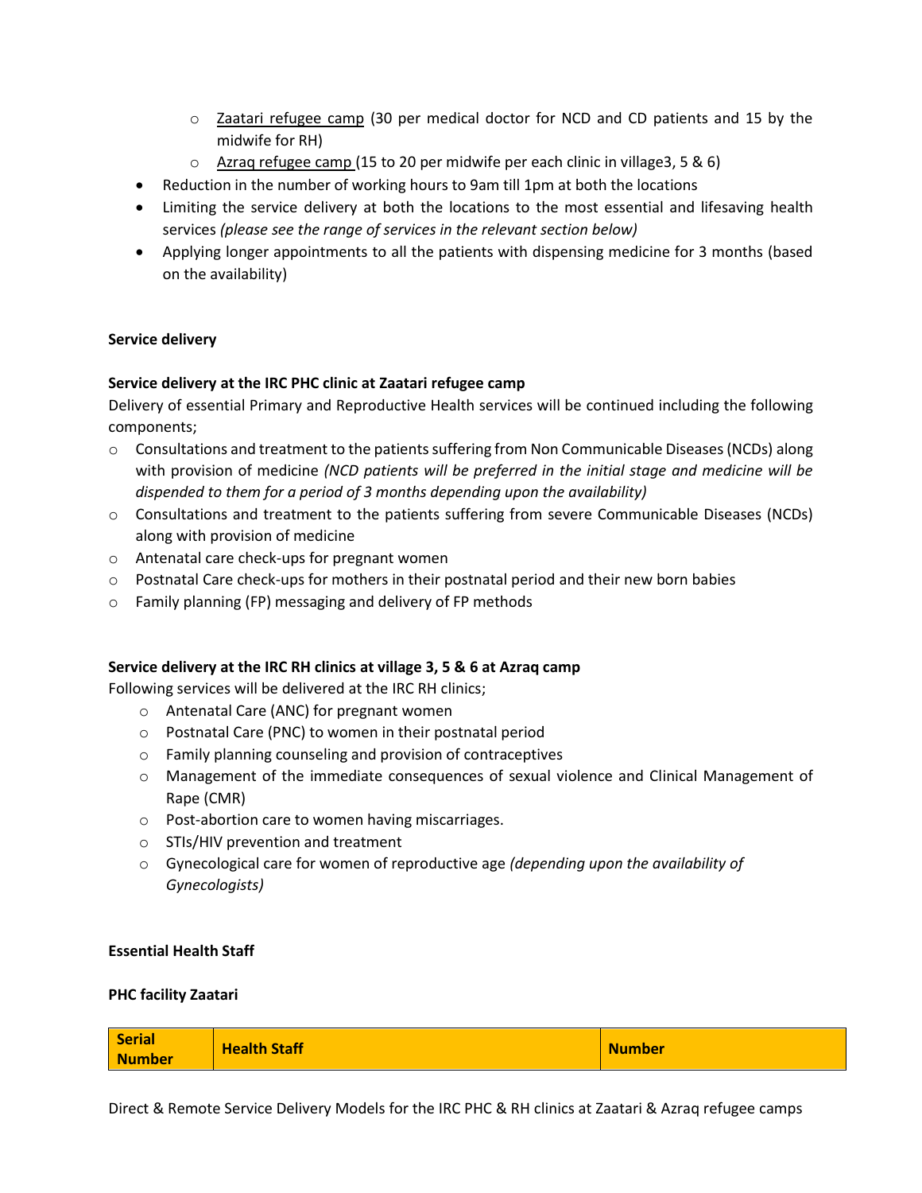- Zaatari refugee camp (30 per medical doctor for NCD and CD patients and 15 by the midwife for RH)
- Azraq refugee camp (15 to 20 per midwife per each clinic in village3, 5 & 6)

- Reduction in the number of working hours to 9am till 1pm at both the locations
- Limiting the service delivery at both the locations to the most essential and lifesaving health services *(please see the range of services in the relevant section below)*
- Applying longer appointments to all the patients with dispensing medicine for 3 months (based on the availability)

**Service delivery**

**Service delivery at the IRC PHC clinic at Zaatari refugee camp**

Delivery of essential Primary and Reproductive Health services will be continued including the following components;

- Consultations and treatment to the patients suffering from Non Communicable Diseases (NCDs) along with provision of medicine *(NCD patients will be preferred in the initial stage and medicine will be dispended to them for a period of 3 months depending upon the availability)*
- Consultations and treatment to the patients suffering from severe Communicable Diseases (NCDs) along with provision of medicine
- Antenatal care check-ups for pregnant women
- Postnatal Care check-ups for mothers in their postnatal period and their new born babies
- Family planning (FP) messaging and delivery of FP methods

**Service delivery at the IRC RH clinics at village 3, 5 & 6 at Azraq camp**

Following services will be delivered at the IRC RH clinics;

- Antenatal Care (ANC) for pregnant women
- Postnatal Care (PNC) to women in their postnatal period
- Family planning counseling and provision of contraceptives
- Management of the immediate consequences of sexual violence and Clinical Management of Rape (CMR)
- Post-abortion care to women having miscarriages.
- STIs/HIV prevention and treatment
- Gynecological care for women of reproductive age *(depending upon the availability of Gynecologists)*

**Essential Health Staff**

**PHC facility Zaatari**

| Serial Number | Health Staff | Number |
|---|---|---|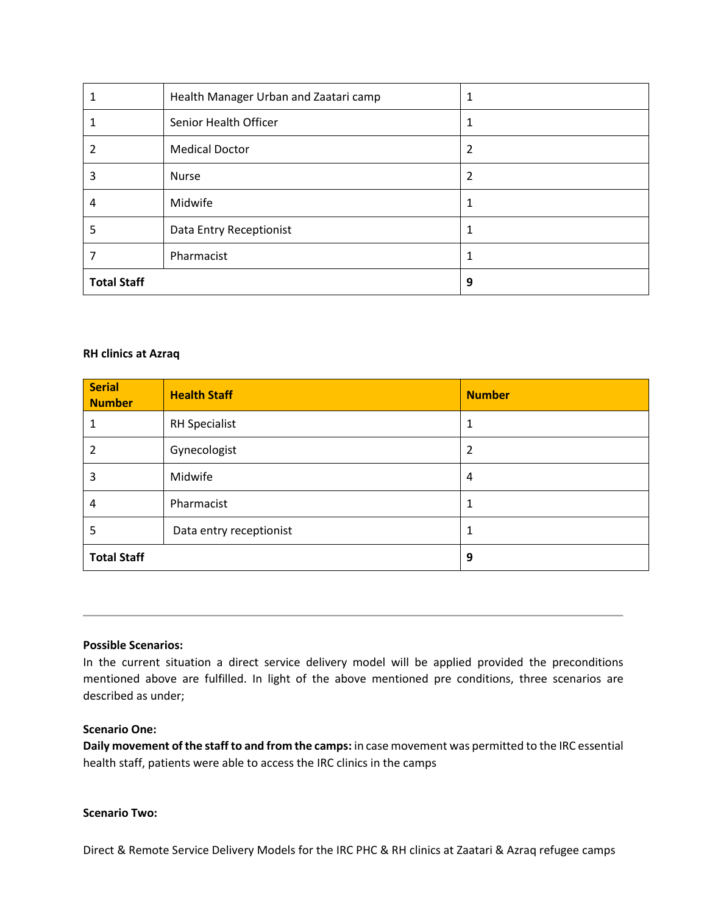| | | |
|---|---|---|
| 1 | Health Manager Urban and Zaatari camp | 1 |
| 1 | Senior Health Officer | 1 |
| 2 | Medical Doctor | 2 |
| 3 | Nurse | 2 |
| 4 | Midwife | 1 |
| 5 | Data Entry Receptionist | 1 |
| 7 | Pharmacist | 1 |
| **Total Staff** | | **9** |

**RH clinics at Azraq**

| Serial Number | Health Staff | Number |
|---|---|---|
| 1 | RH Specialist | 1 |
| 2 | Gynecologist | 2 |
| 3 | Midwife | 4 |
| 4 | Pharmacist | 1 |
| 5 | Data entry receptionist | 1 |
| **Total Staff** | | **9** |

---

**Possible Scenarios:**

In the current situation a direct service delivery model will be applied provided the preconditions mentioned above are fulfilled. In light of the above mentioned pre conditions, three scenarios are described as under;

**Scenario One:**

**Daily movement of the staff to and from the camps:** in case movement was permitted to the IRC essential health staff, patients were able to access the IRC clinics in the camps

**Scenario Two:**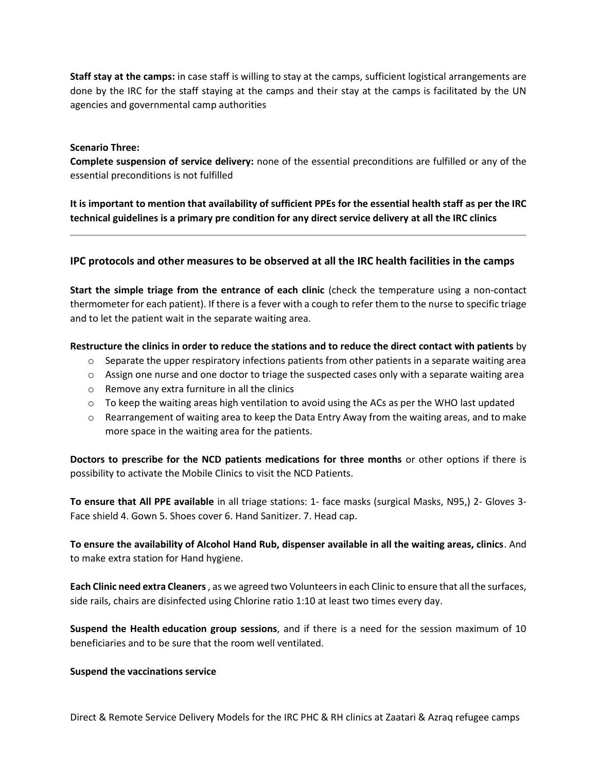**Staff stay at the camps:** in case staff is willing to stay at the camps, sufficient logistical arrangements are done by the IRC for the staff staying at the camps and their stay at the camps is facilitated by the UN agencies and governmental camp authorities

**Scenario Three:**

**Complete suspension of service delivery:** none of the essential preconditions are fulfilled or any of the essential preconditions is not fulfilled

**It is important to mention that availability of sufficient PPEs for the essential health staff as per the IRC technical guidelines is a primary pre condition for any direct service delivery at all the IRC clinics**

---

## IPC protocols and other measures to be observed at all the IRC health facilities in the camps

**Start the simple triage from the entrance of each clinic** (check the temperature using a non-contact thermometer for each patient). If there is a fever with a cough to refer them to the nurse to specific triage and to let the patient wait in the separate waiting area.

**Restructure the clinics in order to reduce the stations and to reduce the direct contact with patients** by

- Separate the upper respiratory infections patients from other patients in a separate waiting area
- Assign one nurse and one doctor to triage the suspected cases only with a separate waiting area
- Remove any extra furniture in all the clinics
- To keep the waiting areas high ventilation to avoid using the ACs as per the WHO last updated
- Rearrangement of waiting area to keep the Data Entry Away from the waiting areas, and to make more space in the waiting area for the patients.

**Doctors to prescribe for the NCD patients medications for three months** or other options if there is possibility to activate the Mobile Clinics to visit the NCD Patients.

**To ensure that All PPE available** in all triage stations: 1- face masks (surgical Masks, N95,) 2- Gloves 3- Face shield 4. Gown 5. Shoes cover 6. Hand Sanitizer. 7. Head cap.

**To ensure the availability of Alcohol Hand Rub, dispenser available in all the waiting areas, clinics**. And to make extra station for Hand hygiene.

**Each Clinic need extra Cleaners** , as we agreed two Volunteers in each Clinic to ensure that all the surfaces, side rails, chairs are disinfected using Chlorine ratio 1:10 at least two times every day.

**Suspend the Health education group sessions**, and if there is a need for the session maximum of 10 beneficiaries and to be sure that the room well ventilated.

**Suspend the vaccinations service**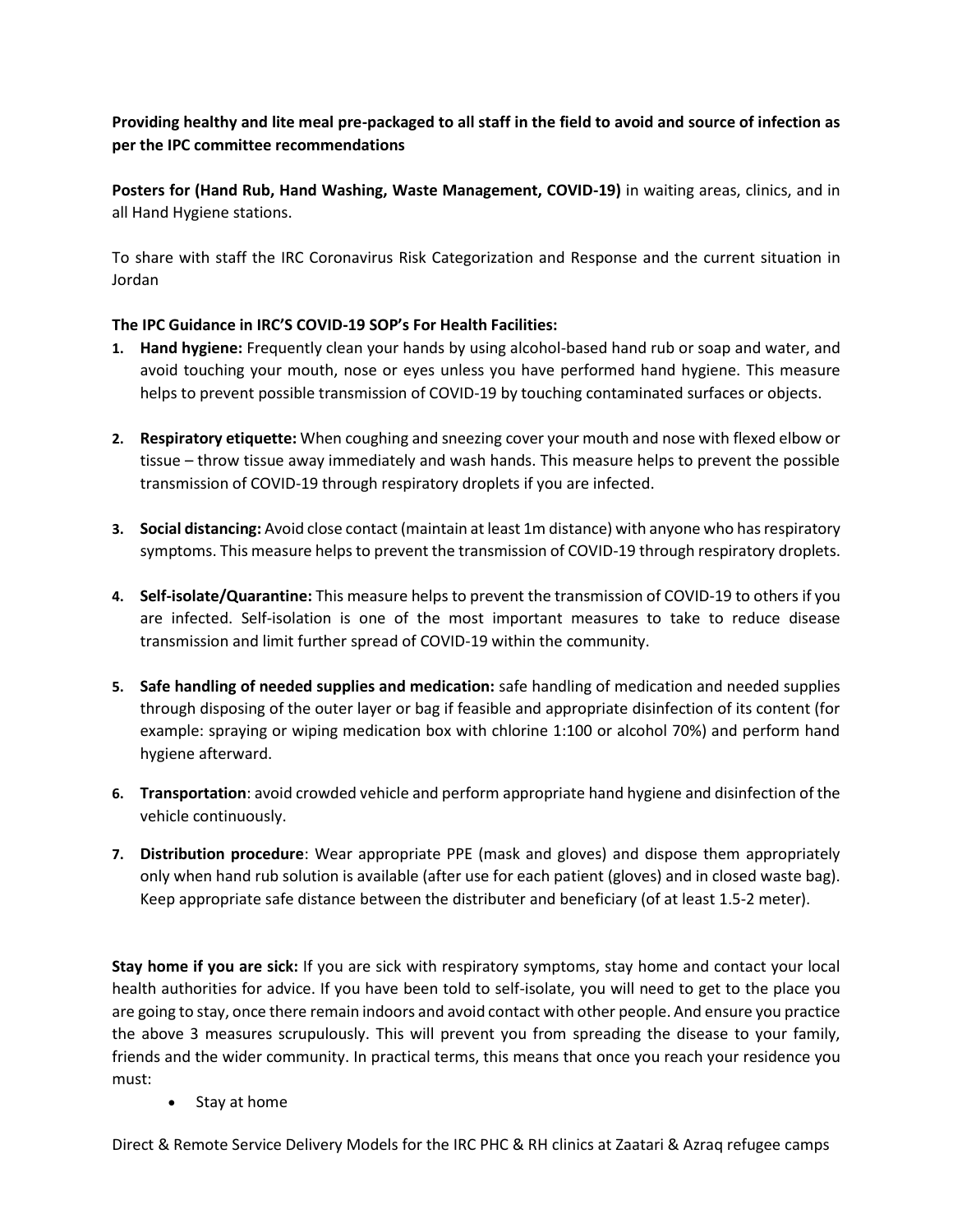**Providing healthy and lite meal pre-packaged to all staff in the field to avoid and source of infection as per the IPC committee recommendations**

**Posters for (Hand Rub, Hand Washing, Waste Management, COVID-19)** in waiting areas, clinics, and in all Hand Hygiene stations.

To share with staff the IRC Coronavirus Risk Categorization and Response and the current situation in Jordan

**The IPC Guidance in IRC'S COVID-19 SOP's For Health Facilities:**

1. **Hand hygiene:** Frequently clean your hands by using alcohol-based hand rub or soap and water, and avoid touching your mouth, nose or eyes unless you have performed hand hygiene. This measure helps to prevent possible transmission of COVID-19 by touching contaminated surfaces or objects.

2. **Respiratory etiquette:** When coughing and sneezing cover your mouth and nose with flexed elbow or tissue – throw tissue away immediately and wash hands. This measure helps to prevent the possible transmission of COVID-19 through respiratory droplets if you are infected.

3. **Social distancing:** Avoid close contact (maintain at least 1m distance) with anyone who has respiratory symptoms. This measure helps to prevent the transmission of COVID-19 through respiratory droplets.

4. **Self-isolate/Quarantine:** This measure helps to prevent the transmission of COVID-19 to others if you are infected. Self-isolation is one of the most important measures to take to reduce disease transmission and limit further spread of COVID-19 within the community.

5. **Safe handling of needed supplies and medication:** safe handling of medication and needed supplies through disposing of the outer layer or bag if feasible and appropriate disinfection of its content (for example: spraying or wiping medication box with chlorine 1:100 or alcohol 70%) and perform hand hygiene afterward.

6. **Transportation**: avoid crowded vehicle and perform appropriate hand hygiene and disinfection of the vehicle continuously.

7. **Distribution procedure**: Wear appropriate PPE (mask and gloves) and dispose them appropriately only when hand rub solution is available (after use for each patient (gloves) and in closed waste bag). Keep appropriate safe distance between the distributer and beneficiary (of at least 1.5-2 meter).

**Stay home if you are sick:** If you are sick with respiratory symptoms, stay home and contact your local health authorities for advice. If you have been told to self-isolate, you will need to get to the place you are going to stay, once there remain indoors and avoid contact with other people. And ensure you practice the above 3 measures scrupulously. This will prevent you from spreading the disease to your family, friends and the wider community. In practical terms, this means that once you reach your residence you must:

- Stay at home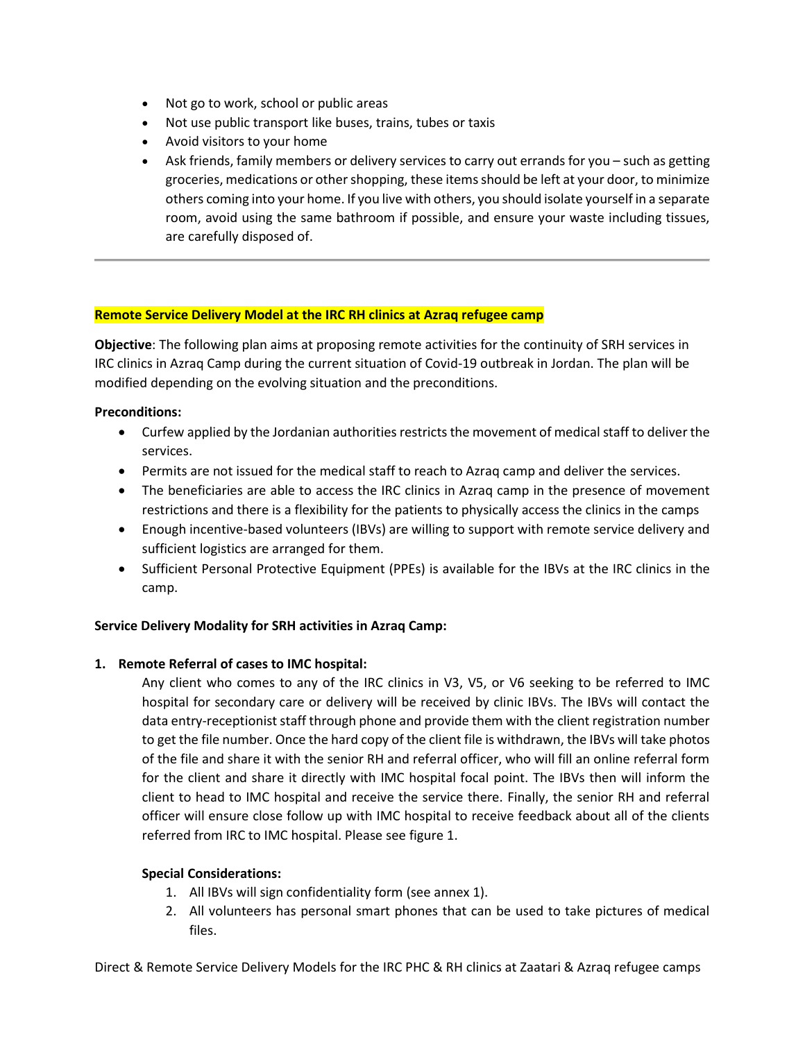- Not go to work, school or public areas
- Not use public transport like buses, trains, tubes or taxis
- Avoid visitors to your home
- Ask friends, family members or delivery services to carry out errands for you – such as getting groceries, medications or other shopping, these items should be left at your door, to minimize others coming into your home. If you live with others, you should isolate yourself in a separate room, avoid using the same bathroom if possible, and ensure your waste including tissues, are carefully disposed of.

---

## Remote Service Delivery Model at the IRC RH clinics at Azraq refugee camp

**Objective**: The following plan aims at proposing remote activities for the continuity of SRH services in IRC clinics in Azraq Camp during the current situation of Covid-19 outbreak in Jordan. The plan will be modified depending on the evolving situation and the preconditions.

**Preconditions:**

- Curfew applied by the Jordanian authorities restricts the movement of medical staff to deliver the services.
- Permits are not issued for the medical staff to reach to Azraq camp and deliver the services.
- The beneficiaries are able to access the IRC clinics in Azraq camp in the presence of movement restrictions and there is a flexibility for the patients to physically access the clinics in the camps
- Enough incentive-based volunteers (IBVs) are willing to support with remote service delivery and sufficient logistics are arranged for them.
- Sufficient Personal Protective Equipment (PPEs) is available for the IBVs at the IRC clinics in the camp.

**Service Delivery Modality for SRH activities in Azraq Camp:**

1. **Remote Referral of cases to IMC hospital:**

   Any client who comes to any of the IRC clinics in V3, V5, or V6 seeking to be referred to IMC hospital for secondary care or delivery will be received by clinic IBVs. The IBVs will contact the data entry-receptionist staff through phone and provide them with the client registration number to get the file number. Once the hard copy of the client file is withdrawn, the IBVs will take photos of the file and share it with the senior RH and referral officer, who will fill an online referral form for the client and share it directly with IMC hospital focal point. The IBVs then will inform the client to head to IMC hospital and receive the service there. Finally, the senior RH and referral officer will ensure close follow up with IMC hospital to receive feedback about all of the clients referred from IRC to IMC hospital. Please see figure 1.

   **Special Considerations:**

   1. All IBVs will sign confidentiality form (see annex 1).
   2. All volunteers has personal smart phones that can be used to take pictures of medical files.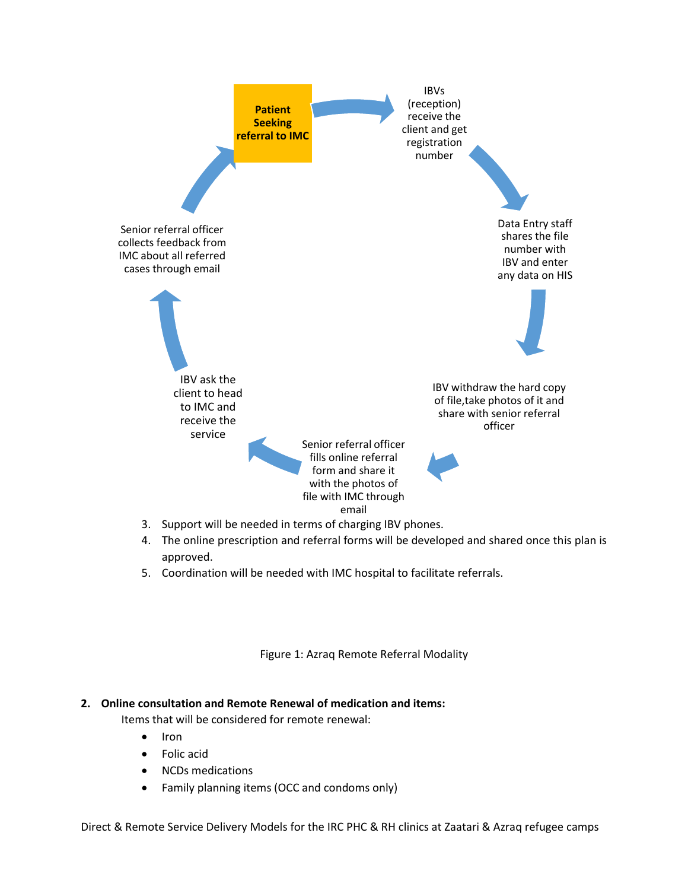Patient Seeking referral to IMC

IBVs (reception) receive the client and get registration number

Data Entry staff shares the file number with IBV and enter any data on HIS

IBV withdraw the hard copy of file,take photos of it and share with senior referral officer

Senior referral officer fills online referral form and share it with the photos of file with IMC through email

IBV ask the client to head to IMC and receive the service

Senior referral officer collects feedback from IMC about all referred cases through email

3. Support will be needed in terms of charging IBV phones.
4. The online prescription and referral forms will be developed and shared once this plan is approved.
5. Coordination will be needed with IMC hospital to facilitate referrals.

Figure 1: Azraq Remote Referral Modality

**2. Online consultation and Remote Renewal of medication and items:**

Items that will be considered for remote renewal:

- Iron
- Folic acid
- NCDs medications
- Family planning items (OCC and condoms only)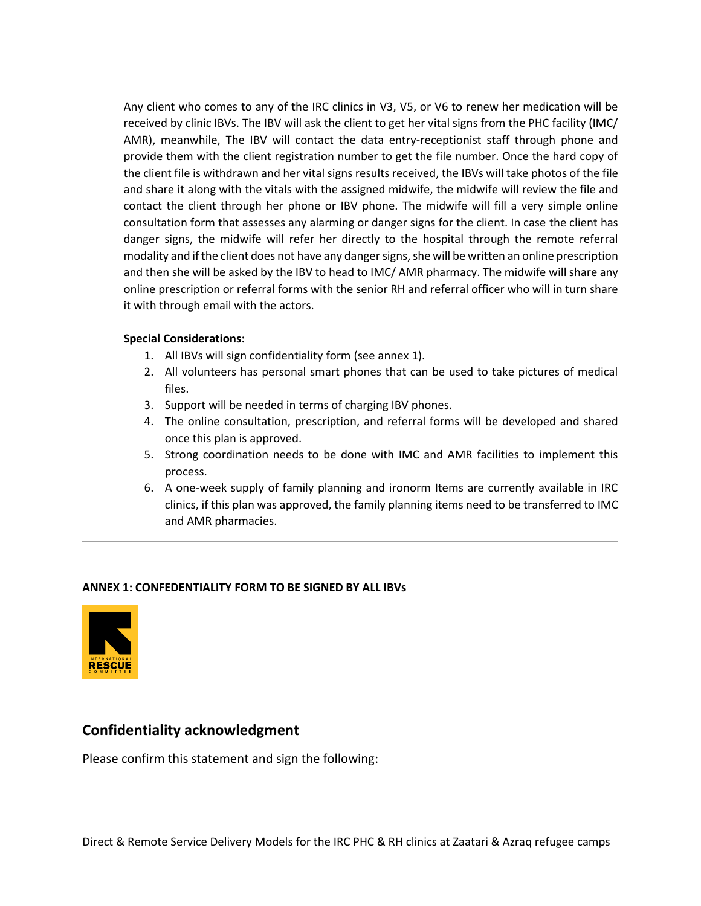Any client who comes to any of the IRC clinics in V3, V5, or V6 to renew her medication will be received by clinic IBVs. The IBV will ask the client to get her vital signs from the PHC facility (IMC/ AMR), meanwhile, The IBV will contact the data entry-receptionist staff through phone and provide them with the client registration number to get the file number. Once the hard copy of the client file is withdrawn and her vital signs results received, the IBVs will take photos of the file and share it along with the vitals with the assigned midwife, the midwife will review the file and contact the client through her phone or IBV phone. The midwife will fill a very simple online consultation form that assesses any alarming or danger signs for the client. In case the client has danger signs, the midwife will refer her directly to the hospital through the remote referral modality and if the client does not have any danger signs, she will be written an online prescription and then she will be asked by the IBV to head to IMC/ AMR pharmacy. The midwife will share any online prescription or referral forms with the senior RH and referral officer who will in turn share it with through email with the actors.

**Special Considerations:**

1. All IBVs will sign confidentiality form (see annex 1).
2. All volunteers has personal smart phones that can be used to take pictures of medical files.
3. Support will be needed in terms of charging IBV phones.
4. The online consultation, prescription, and referral forms will be developed and shared once this plan is approved.
5. Strong coordination needs to be done with IMC and AMR facilities to implement this process.
6. A one-week supply of family planning and ironorm Items are currently available in IRC clinics, if this plan was approved, the family planning items need to be transferred to IMC and AMR pharmacies.

---

**ANNEX 1: CONFEDENTIALITY FORM TO BE SIGNED BY ALL IBVs**

INTERNATIONAL RESCUE COMMITTEE

## Confidentiality acknowledgment

Please confirm this statement and sign the following: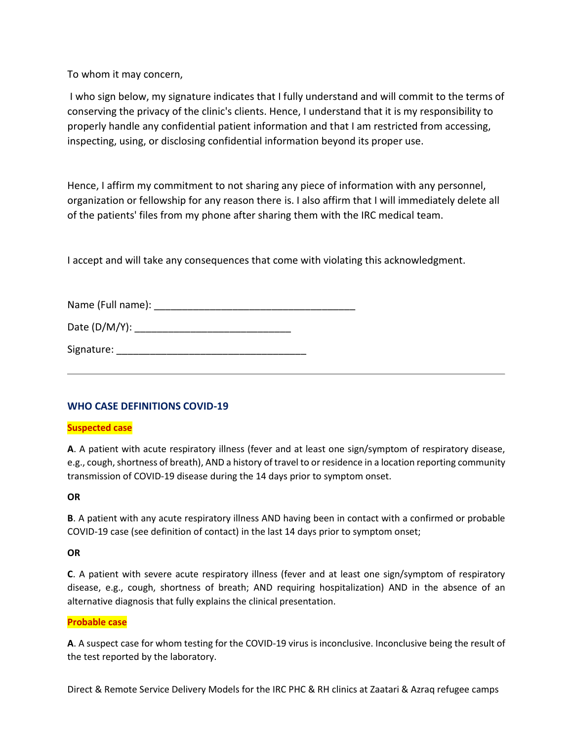To whom it may concern,

I who sign below, my signature indicates that I fully understand and will commit to the terms of conserving the privacy of the clinic's clients. Hence, I understand that it is my responsibility to properly handle any confidential patient information and that I am restricted from accessing, inspecting, using, or disclosing confidential information beyond its proper use.

Hence, I affirm my commitment to not sharing any piece of information with any personnel, organization or fellowship for any reason there is. I also affirm that I will immediately delete all of the patients' files from my phone after sharing them with the IRC medical team.

I accept and will take any consequences that come with violating this acknowledgment.

Name (Full name): ___________________________________

Date (D/M/Y): ___________________________

Signature: _________________________________

---

### WHO CASE DEFINITIONS COVID-19

**Suspected case**

**A**. A patient with acute respiratory illness (fever and at least one sign/symptom of respiratory disease, e.g., cough, shortness of breath), AND a history of travel to or residence in a location reporting community transmission of COVID-19 disease during the 14 days prior to symptom onset.

**OR**

**B**. A patient with any acute respiratory illness AND having been in contact with a confirmed or probable COVID-19 case (see definition of contact) in the last 14 days prior to symptom onset;

**OR**

**C**. A patient with severe acute respiratory illness (fever and at least one sign/symptom of respiratory disease, e.g., cough, shortness of breath; AND requiring hospitalization) AND in the absence of an alternative diagnosis that fully explains the clinical presentation.

**Probable case**

**A**. A suspect case for whom testing for the COVID-19 virus is inconclusive. Inconclusive being the result of the test reported by the laboratory.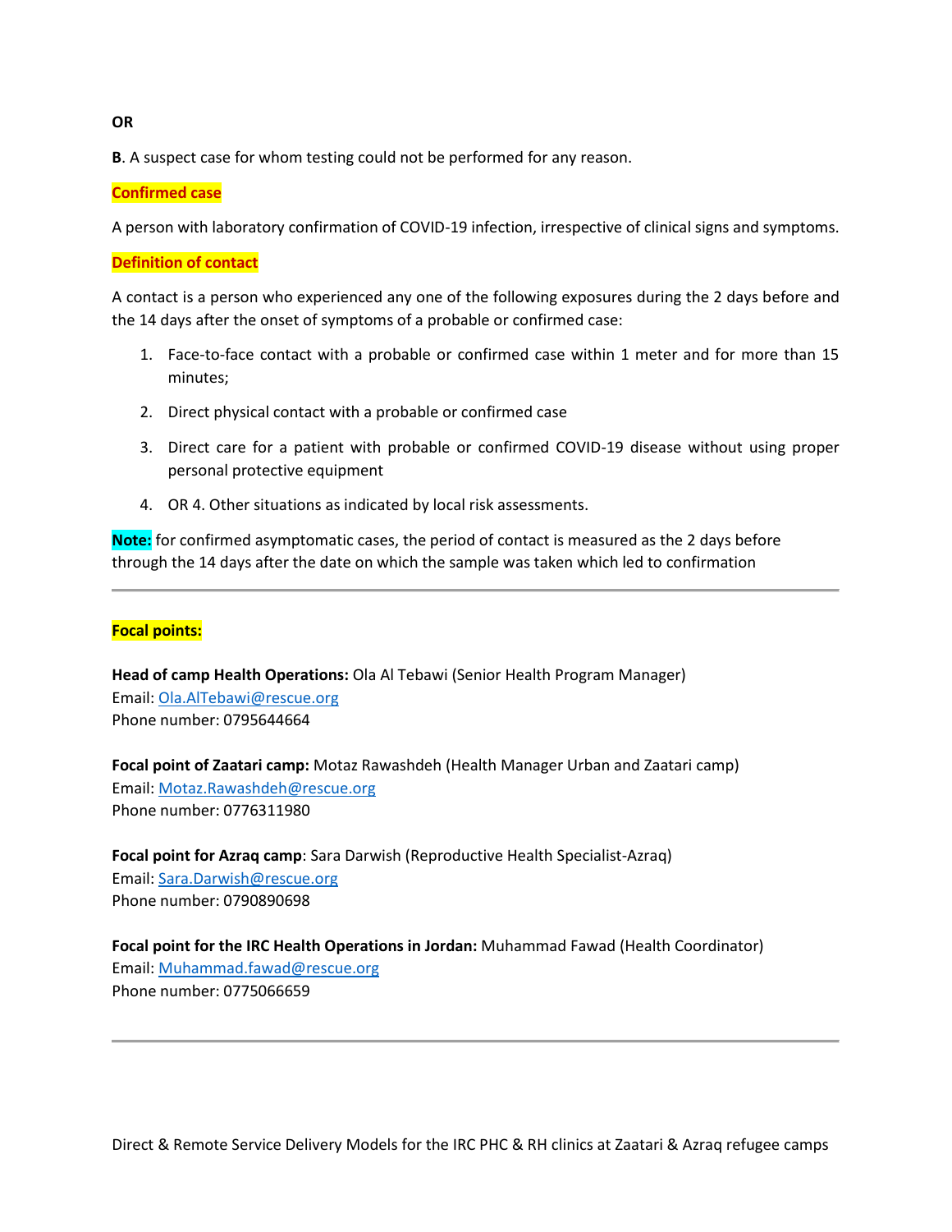**OR**

**B**. A suspect case for whom testing could not be performed for any reason.

**Confirmed case**

A person with laboratory confirmation of COVID-19 infection, irrespective of clinical signs and symptoms.

**Definition of contact**

A contact is a person who experienced any one of the following exposures during the 2 days before and the 14 days after the onset of symptoms of a probable or confirmed case:

1. Face-to-face contact with a probable or confirmed case within 1 meter and for more than 15 minutes;
2. Direct physical contact with a probable or confirmed case
3. Direct care for a patient with probable or confirmed COVID-19 disease without using proper personal protective equipment
4. OR 4. Other situations as indicated by local risk assessments.

**Note:** for confirmed asymptomatic cases, the period of contact is measured as the 2 days before through the 14 days after the date on which the sample was taken which led to confirmation

---

**Focal points:**

**Head of camp Health Operations:** Ola Al Tebawi (Senior Health Program Manager)
Email: Ola.AlTebawi@rescue.org
Phone number: 0795644664

**Focal point of Zaatari camp:** Motaz Rawashdeh (Health Manager Urban and Zaatari camp)
Email: Motaz.Rawashdeh@rescue.org
Phone number: 0776311980

**Focal point for Azraq camp**: Sara Darwish (Reproductive Health Specialist-Azraq)
Email: Sara.Darwish@rescue.org
Phone number: 0790890698

**Focal point for the IRC Health Operations in Jordan:** Muhammad Fawad (Health Coordinator)
Email: Muhammad.fawad@rescue.org
Phone number: 0775066659

---